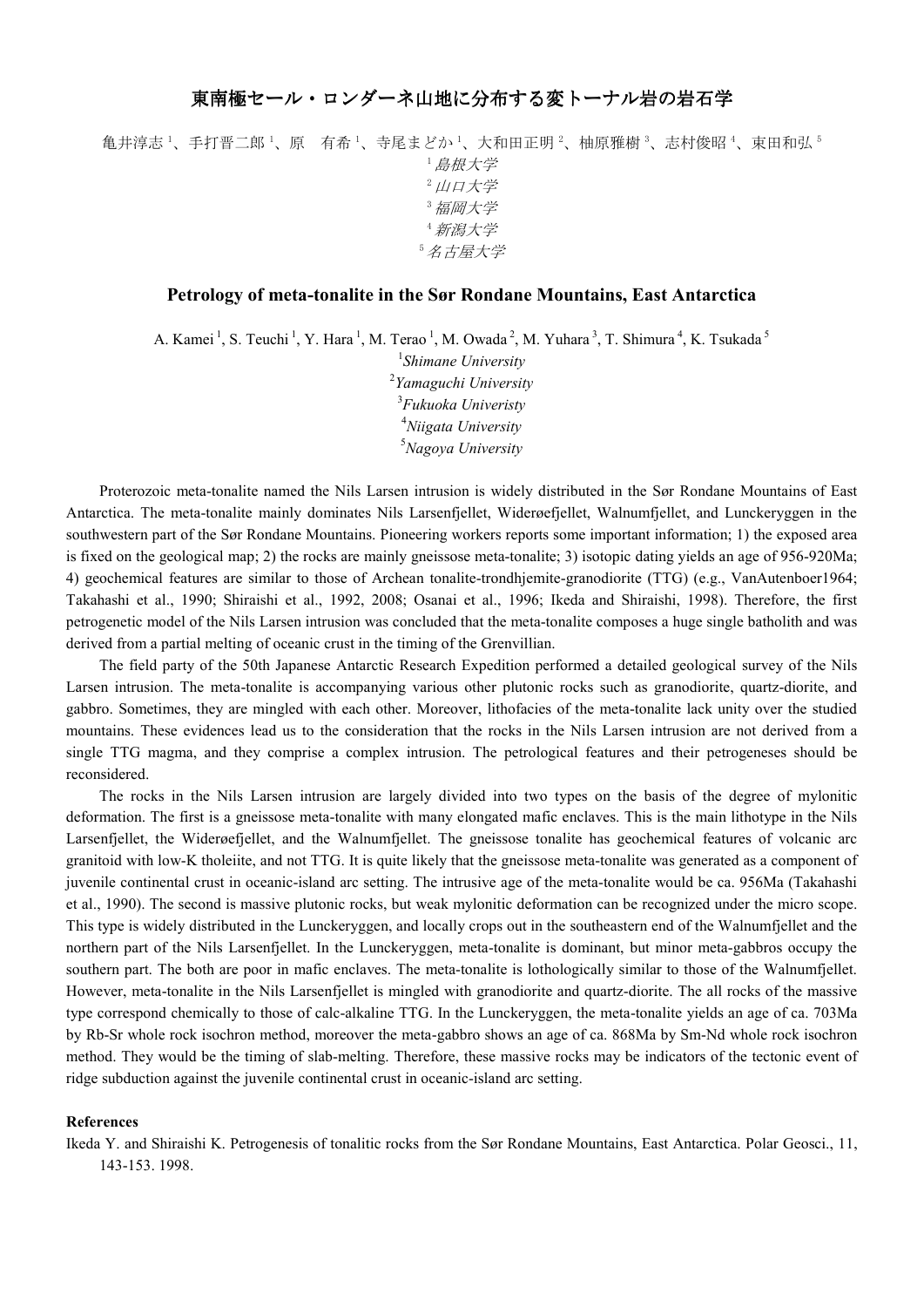# 東南極セール・ロンダーネ山地に分布する変トーナル岩の岩石学

亀井淳志 [1]、手打晋二郎 [1]、原　有希 [1]、寺尾まどか [1]、大和田正明 [2]、柚原雅樹 [3]、志村俊昭 [4]、束田和弘 [5]

[1] *島根大学*
[2] *山口大学*
[3] *福岡大学*
[4] *新潟大学*
[5] *名古屋大学*

## Petrology of meta-tonalite in the Sør Rondane Mountains, East Antarctica

A. Kamei [1], S. Teuchi [1], Y. Hara [1], M. Terao [1], M. Owada [2], M. Yuhara [3], T. Shimura [4], K. Tsukada [5]

[1] *Shimane University*
[2] *Yamaguchi University*
[3] *Fukuoka Univeristy*
[4] *Niigata University*
[5] *Nagoya University*

Proterozoic meta-tonalite named the Nils Larsen intrusion is widely distributed in the Sør Rondane Mountains of East Antarctica. The meta-tonalite mainly dominates Nils Larsenfjellet, Widerøefjellet, Walnumfjellet, and Lunckeryggen in the southwestern part of the Sør Rondane Mountains. Pioneering workers reports some important information; 1) the exposed area is fixed on the geological map; 2) the rocks are mainly gneissose meta-tonalite; 3) isotopic dating yields an age of 956-920Ma; 4) geochemical features are similar to those of Archean tonalite-trondhjemite-granodiorite (TTG) (e.g., VanAutenboer1964; Takahashi et al., 1990; Shiraishi et al., 1992, 2008; Osanai et al., 1996; Ikeda and Shiraishi, 1998). Therefore, the first petrogenetic model of the Nils Larsen intrusion was concluded that the meta-tonalite composes a huge single batholith and was derived from a partial melting of oceanic crust in the timing of the Grenvillian.

The field party of the 50th Japanese Antarctic Research Expedition performed a detailed geological survey of the Nils Larsen intrusion. The meta-tonalite is accompanying various other plutonic rocks such as granodiorite, quartz-diorite, and gabbro. Sometimes, they are mingled with each other. Moreover, lithofacies of the meta-tonalite lack unity over the studied mountains. These evidences lead us to the consideration that the rocks in the Nils Larsen intrusion are not derived from a single TTG magma, and they comprise a complex intrusion. The petrological features and their petrogeneses should be reconsidered.

The rocks in the Nils Larsen intrusion are largely divided into two types on the basis of the degree of mylonitic deformation. The first is a gneissose meta-tonalite with many elongated mafic enclaves. This is the main lithotype in the Nils Larsenfjellet, the Widerøefjellet, and the Walnumfjellet. The gneissose tonalite has geochemical features of volcanic arc granitoid with low-K tholeiite, and not TTG. It is quite likely that the gneissose meta-tonalite was generated as a component of juvenile continental crust in oceanic-island arc setting. The intrusive age of the meta-tonalite would be ca. 956Ma (Takahashi et al., 1990). The second is massive plutonic rocks, but weak mylonitic deformation can be recognized under the micro scope. This type is widely distributed in the Lunckeryggen, and locally crops out in the southeastern end of the Walnumfjellet and the northern part of the Nils Larsenfjellet. In the Lunckeryggen, meta-tonalite is dominant, but minor meta-gabbros occupy the southern part. The both are poor in mafic enclaves. The meta-tonalite is lothologically similar to those of the Walnumfjellet. However, meta-tonalite in the Nils Larsenfjellet is mingled with granodiorite and quartz-diorite. The all rocks of the massive type correspond chemically to those of calc-alkaline TTG. In the Lunckeryggen, the meta-tonalite yields an age of ca. 703Ma by Rb-Sr whole rock isochron method, moreover the meta-gabbro shows an age of ca. 868Ma by Sm-Nd whole rock isochron method. They would be the timing of slab-melting. Therefore, these massive rocks may be indicators of the tectonic event of ridge subduction against the juvenile continental crust in oceanic-island arc setting.

**References**

Ikeda Y. and Shiraishi K. Petrogenesis of tonalitic rocks from the Sør Rondane Mountains, East Antarctica. Polar Geosci., 11, 143-153. 1998.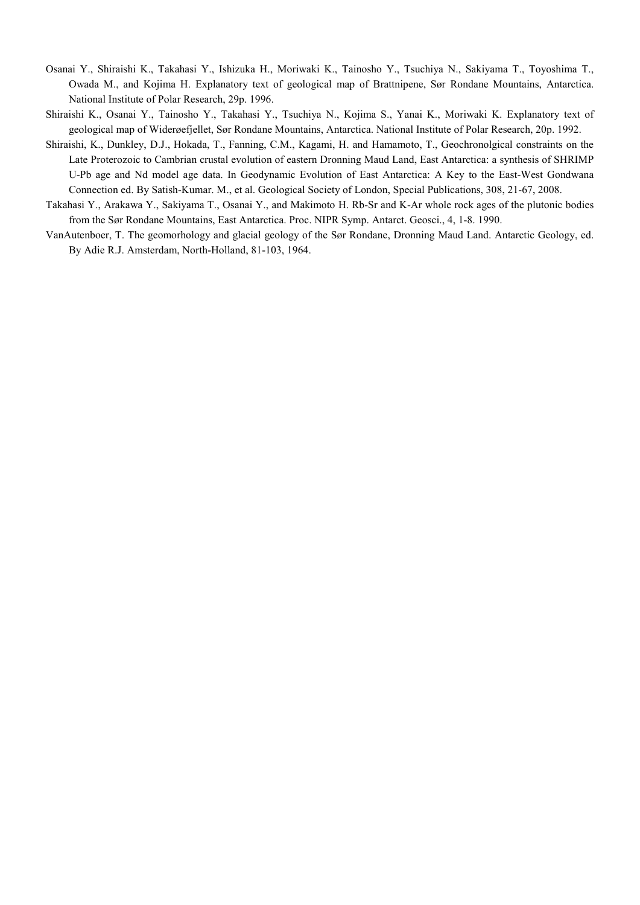Osanai Y., Shiraishi K., Takahasi Y., Ishizuka H., Moriwaki K., Tainosho Y., Tsuchiya N., Sakiyama T., Toyoshima T., Owada M., and Kojima H. Explanatory text of geological map of Brattnipene, Sør Rondane Mountains, Antarctica. National Institute of Polar Research, 29p. 1996.

Shiraishi K., Osanai Y., Tainosho Y., Takahasi Y., Tsuchiya N., Kojima S., Yanai K., Moriwaki K. Explanatory text of geological map of Widerøefjellet, Sør Rondane Mountains, Antarctica. National Institute of Polar Research, 20p. 1992.

Shiraishi, K., Dunkley, D.J., Hokada, T., Fanning, C.M., Kagami, H. and Hamamoto, T., Geochronolgical constraints on the Late Proterozoic to Cambrian crustal evolution of eastern Dronning Maud Land, East Antarctica: a synthesis of SHRIMP U-Pb age and Nd model age data. In Geodynamic Evolution of East Antarctica: A Key to the East-West Gondwana Connection ed. By Satish-Kumar. M., et al. Geological Society of London, Special Publications, 308, 21-67, 2008.

Takahasi Y., Arakawa Y., Sakiyama T., Osanai Y., and Makimoto H. Rb-Sr and K-Ar whole rock ages of the plutonic bodies from the Sør Rondane Mountains, East Antarctica. Proc. NIPR Symp. Antarct. Geosci., 4, 1-8. 1990.

VanAutenboer, T. The geomorhology and glacial geology of the Sør Rondane, Dronning Maud Land. Antarctic Geology, ed. By Adie R.J. Amsterdam, North-Holland, 81-103, 1964.